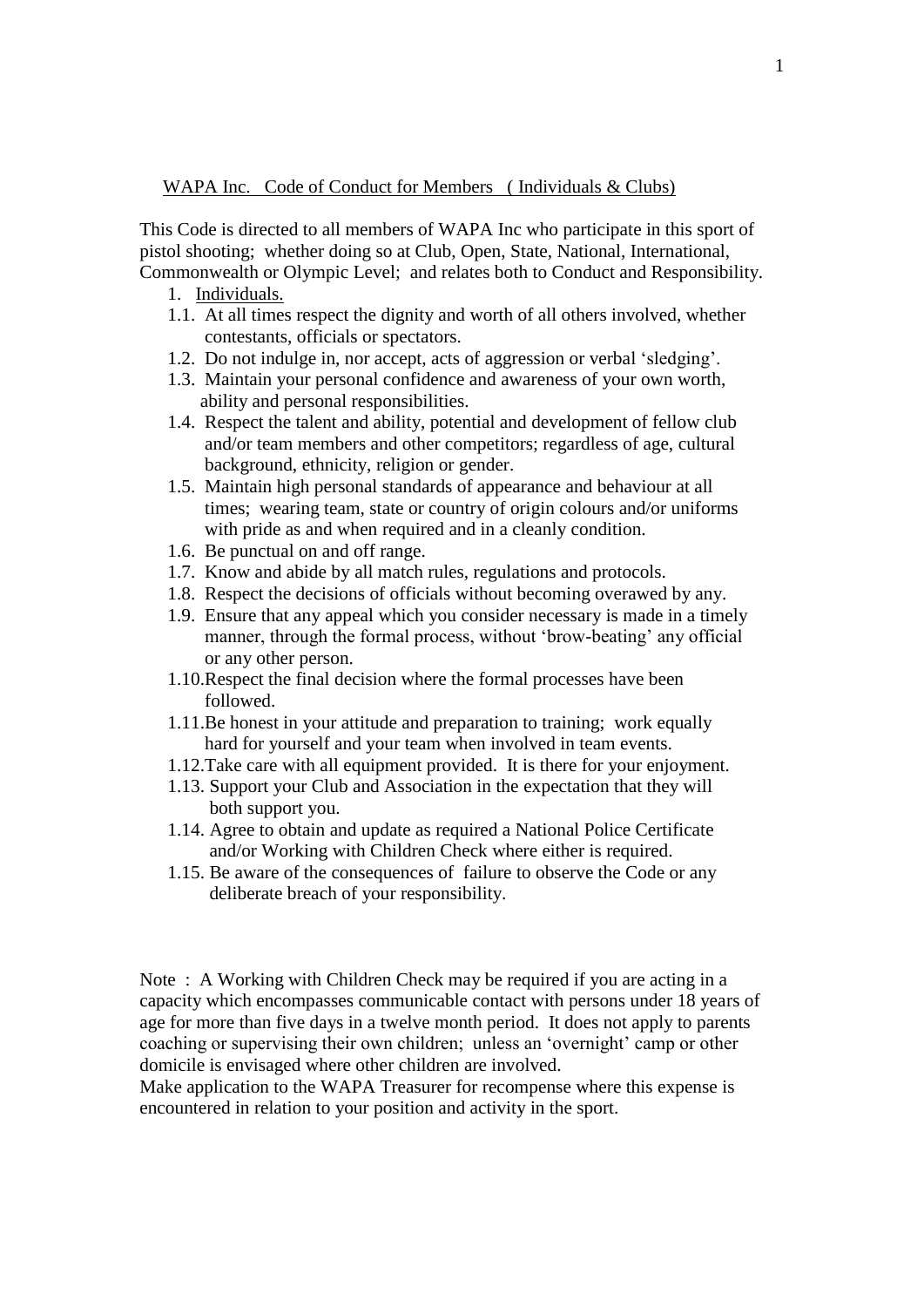## WAPA Inc. Code of Conduct for Members ( Individuals & Clubs)

This Code is directed to all members of WAPA Inc who participate in this sport of pistol shooting; whether doing so at Club, Open, State, National, International, Commonwealth or Olympic Level; and relates both to Conduct and Responsibility.

1. Individuals.

1.1. At all times respect the dignity and worth of all others involved, whether contestants, officials or spectators.

1.2. Do not indulge in, nor accept, acts of aggression or verbal 'sledging'.

1.3. Maintain your personal confidence and awareness of your own worth, ability and personal responsibilities.

1.4. Respect the talent and ability, potential and development of fellow club and/or team members and other competitors; regardless of age, cultural background, ethnicity, religion or gender.

1.5. Maintain high personal standards of appearance and behaviour at all times; wearing team, state or country of origin colours and/or uniforms with pride as and when required and in a cleanly condition.

1.6. Be punctual on and off range.

1.7. Know and abide by all match rules, regulations and protocols.

1.8. Respect the decisions of officials without becoming overawed by any.

1.9. Ensure that any appeal which you consider necessary is made in a timely manner, through the formal process, without 'brow-beating' any official or any other person.

1.10. Respect the final decision where the formal processes have been followed.

1.11. Be honest in your attitude and preparation to training; work equally hard for yourself and your team when involved in team events.

1.12. Take care with all equipment provided. It is there for your enjoyment.

1.13. Support your Club and Association in the expectation that they will both support you.

1.14. Agree to obtain and update as required a National Police Certificate and/or Working with Children Check where either is required.

1.15. Be aware of the consequences of failure to observe the Code or any deliberate breach of your responsibility.

Note : A Working with Children Check may be required if you are acting in a capacity which encompasses communicable contact with persons under 18 years of age for more than five days in a twelve month period. It does not apply to parents coaching or supervising their own children; unless an 'overnight' camp or other domicile is envisaged where other children are involved.

Make application to the WAPA Treasurer for recompense where this expense is encountered in relation to your position and activity in the sport.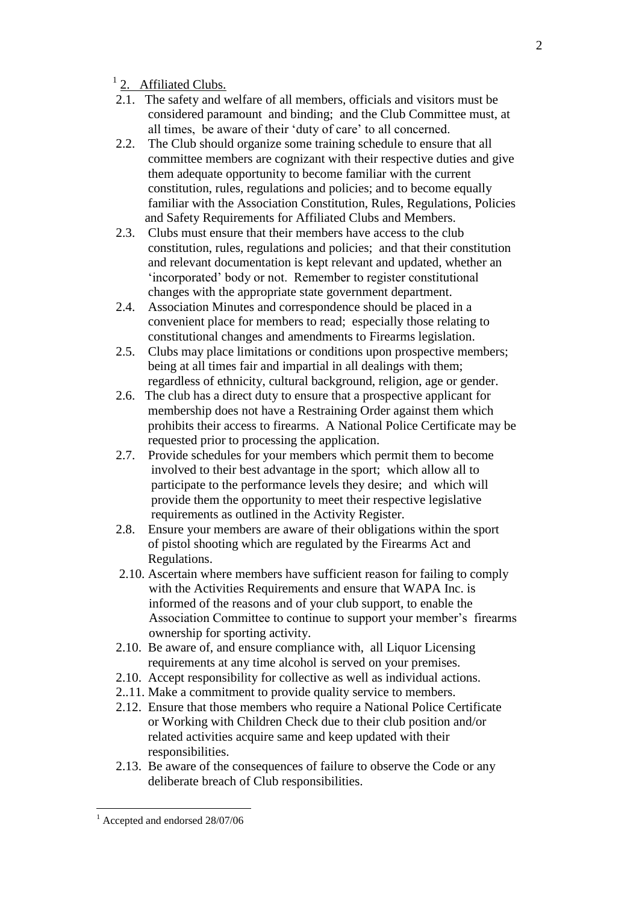## [1] 2. Affiliated Clubs.

2.1. The safety and welfare of all members, officials and visitors must be considered paramount and binding; and the Club Committee must, at all times, be aware of their 'duty of care' to all concerned.

2.2. The Club should organize some training schedule to ensure that all committee members are cognizant with their respective duties and give them adequate opportunity to become familiar with the current constitution, rules, regulations and policies; and to become equally familiar with the Association Constitution, Rules, Regulations, Policies and Safety Requirements for Affiliated Clubs and Members.

2.3. Clubs must ensure that their members have access to the club constitution, rules, regulations and policies; and that their constitution and relevant documentation is kept relevant and updated, whether an 'incorporated' body or not. Remember to register constitutional changes with the appropriate state government department.

2.4. Association Minutes and correspondence should be placed in a convenient place for members to read; especially those relating to constitutional changes and amendments to Firearms legislation.

2.5. Clubs may place limitations or conditions upon prospective members; being at all times fair and impartial in all dealings with them; regardless of ethnicity, cultural background, religion, age or gender.

2.6. The club has a direct duty to ensure that a prospective applicant for membership does not have a Restraining Order against them which prohibits their access to firearms. A National Police Certificate may be requested prior to processing the application.

2.7. Provide schedules for your members which permit them to become involved to their best advantage in the sport; which allow all to participate to the performance levels they desire; and which will provide them the opportunity to meet their respective legislative requirements as outlined in the Activity Register.

2.8. Ensure your members are aware of their obligations within the sport of pistol shooting which are regulated by the Firearms Act and Regulations.

2.10. Ascertain where members have sufficient reason for failing to comply with the Activities Requirements and ensure that WAPA Inc. is informed of the reasons and of your club support, to enable the Association Committee to continue to support your member's firearms ownership for sporting activity.

2.10. Be aware of, and ensure compliance with, all Liquor Licensing requirements at any time alcohol is served on your premises.

2.10. Accept responsibility for collective as well as individual actions.

2..11. Make a commitment to provide quality service to members.

2.12. Ensure that those members who require a National Police Certificate or Working with Children Check due to their club position and/or related activities acquire same and keep updated with their responsibilities.

2.13. Be aware of the consequences of failure to observe the Code or any deliberate breach of Club responsibilities.

---

[1] Accepted and endorsed 28/07/06